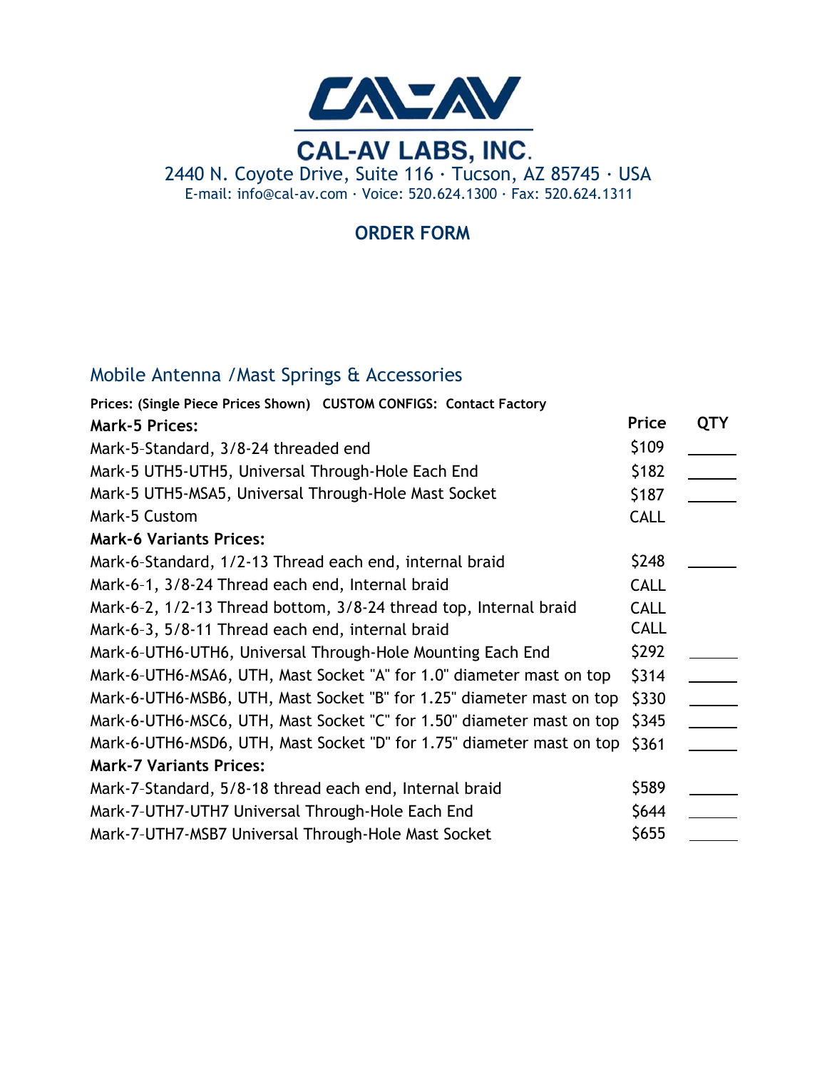# CAL-AV LABS, INC.

2440 N. Coyote Drive, Suite 116 · Tucson, AZ 85745 · USA

E-mail: info@cal-av.com · Voice: 520.624.1300 · Fax: 520.624.1311

## ORDER FORM

### Mobile Antenna /Mast Springs & Accessories

**Prices: (Single Piece Prices Shown) CUSTOM CONFIGS: Contact Factory**

| **Mark-5 Prices:** | **Price** | **QTY** |
|---|---|---|
| Mark-5-Standard, 3/8-24 threaded end | $109 | ______ |
| Mark-5 UTH5-UTH5, Universal Through-Hole Each End | $182 | ______ |
| Mark-5 UTH5-MSA5, Universal Through-Hole Mast Socket | $187 | ______ |
| Mark-5 Custom | CALL | |
| **Mark-6 Variants Prices:** | | |
| Mark-6-Standard, 1/2-13 Thread each end, internal braid | $248 | ______ |
| Mark-6-1, 3/8-24 Thread each end, Internal braid | CALL | |
| Mark-6-2, 1/2-13 Thread bottom, 3/8-24 thread top, Internal braid | CALL | |
| Mark-6-3, 5/8-11 Thread each end, internal braid | CALL | |
| Mark-6-UTH6-UTH6, Universal Through-Hole Mounting Each End | $292 | ______ |
| Mark-6-UTH6-MSA6, UTH, Mast Socket "A" for 1.0" diameter mast on top | $314 | ______ |
| Mark-6-UTH6-MSB6, UTH, Mast Socket "B" for 1.25" diameter mast on top | $330 | ______ |
| Mark-6-UTH6-MSC6, UTH, Mast Socket "C" for 1.50" diameter mast on top | $345 | ______ |
| Mark-6-UTH6-MSD6, UTH, Mast Socket "D" for 1.75" diameter mast on top | $361 | ______ |
| **Mark-7 Variants Prices:** | | |
| Mark-7-Standard, 5/8-18 thread each end, Internal braid | $589 | ______ |
| Mark-7-UTH7-UTH7 Universal Through-Hole Each End | $644 | ______ |
| Mark-7-UTH7-MSB7 Universal Through-Hole Mast Socket | $655 | ______ |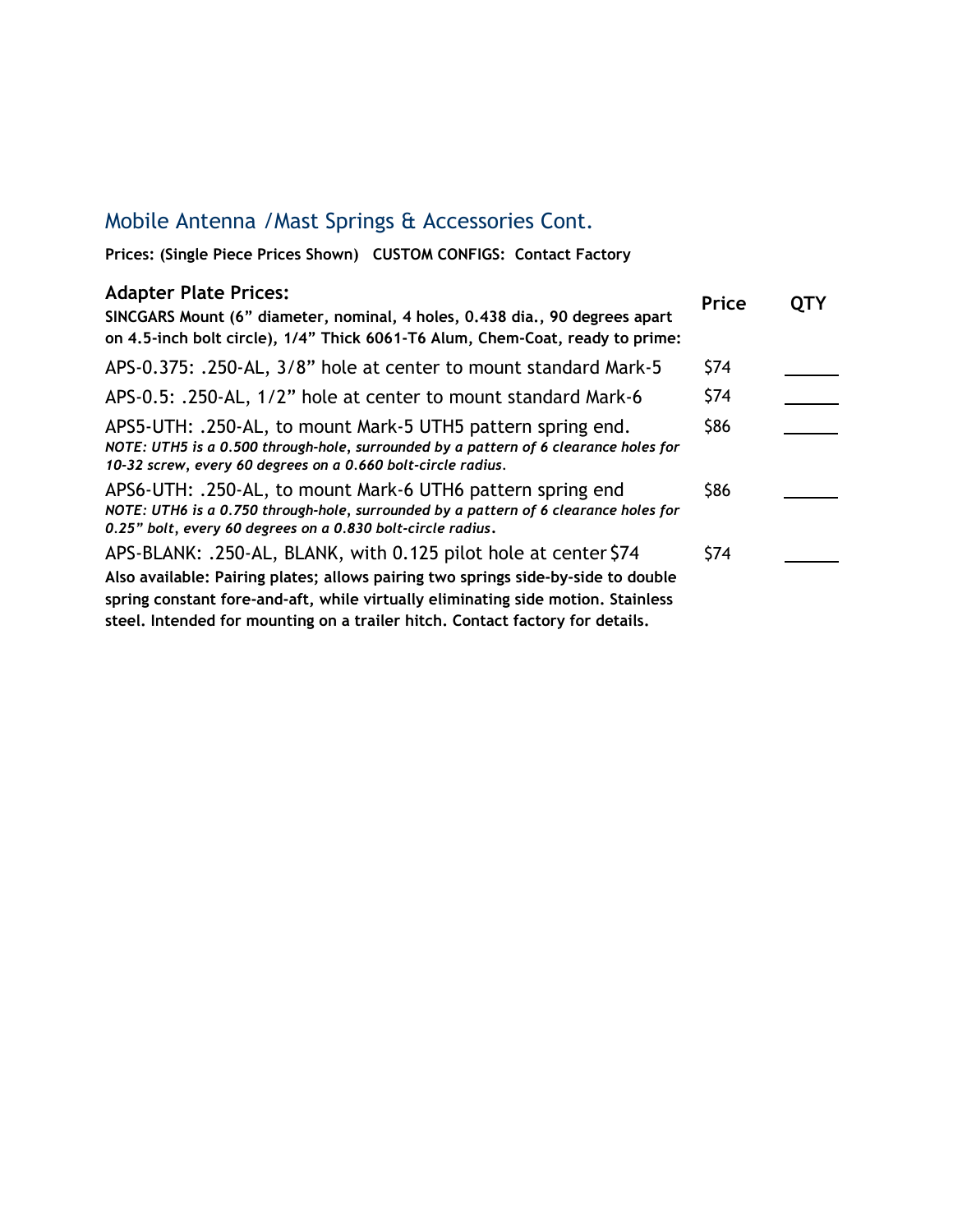## Mobile Antenna /Mast Springs & Accessories Cont.

**Prices: (Single Piece Prices Shown) CUSTOM CONFIGS: Contact Factory**

| **Adapter Plate Prices:**<br>**SINCGARS Mount (6” diameter, nominal, 4 holes, 0.438 dia., 90 degrees apart on 4.5-inch bolt circle), 1/4” Thick 6061-T6 Alum, Chem-Coat, ready to prime:** | **Price** | **QTY** |
|---|---|---|
| APS-0.375: .250-AL, 3/8” hole at center to mount standard Mark-5 | $74 | ______ |
| APS-0.5: .250-AL, 1/2” hole at center to mount standard Mark-6 | $74 | ______ |
| APS5-UTH: .250-AL, to mount Mark-5 UTH5 pattern spring end.<br>***NOTE: UTH5 is a 0.500 through-hole, surrounded by a pattern of 6 clearance holes for 10-32 screw, every 60 degrees on a 0.660 bolt-circle radius.*** | $86 | ______ |
| APS6-UTH: .250-AL, to mount Mark-6 UTH6 pattern spring end<br>***NOTE: UTH6 is a 0.750 through-hole, surrounded by a pattern of 6 clearance holes for 0.25” bolt, every 60 degrees on a 0.830 bolt-circle radius.*** | $86 | ______ |
| APS-BLANK: .250-AL, BLANK, with 0.125 pilot hole at center $74 | $74 | ______ |

**Also available: Pairing plates; allows pairing two springs side-by-side to double spring constant fore-and-aft, while virtually eliminating side motion. Stainless steel. Intended for mounting on a trailer hitch. Contact factory for details.**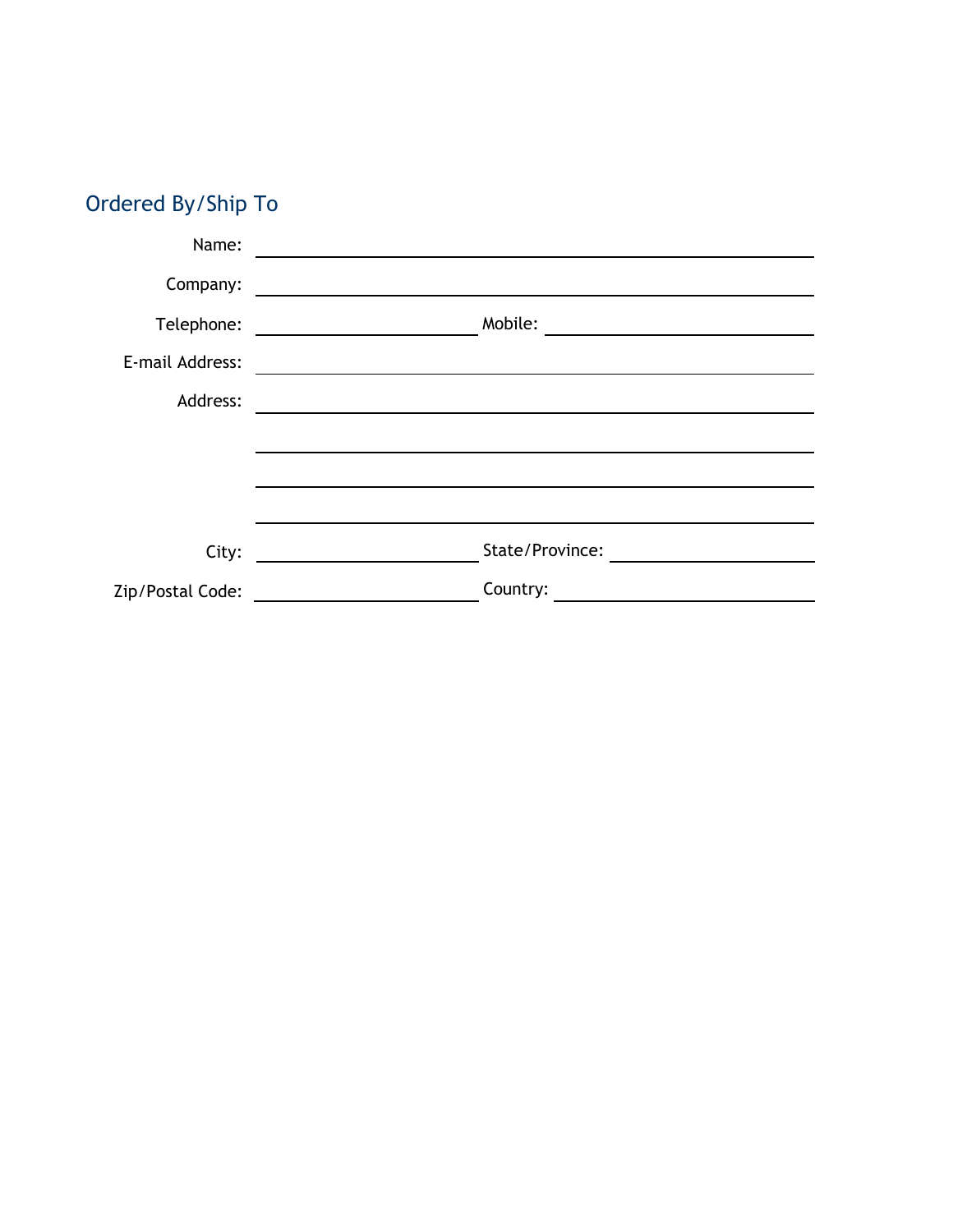## Ordered By/Ship To

Name: ______________________________

Company: ______________________________

Telephone: ______________ Mobile: ______________

E-mail Address: ______________________________

Address: ______________________________

______________________________

______________________________

______________________________

City: ______________ State/Province: ______________

Zip/Postal Code: ______________ Country: ______________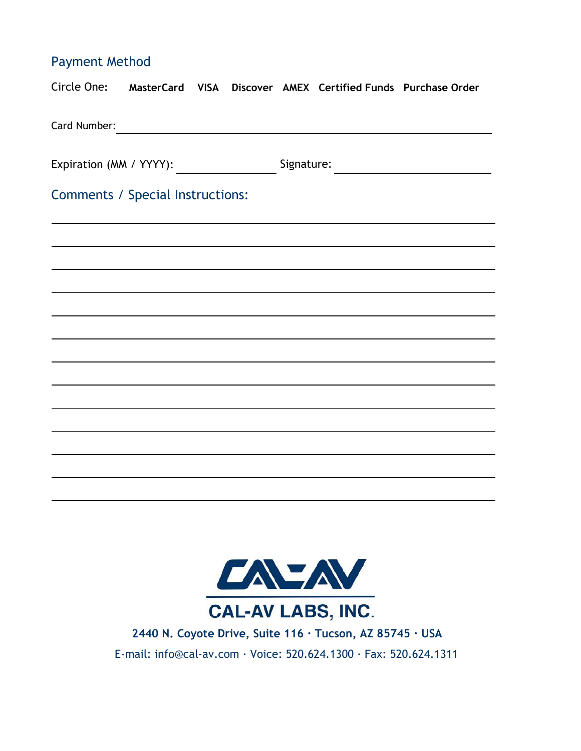## Payment Method

Circle One: **MasterCard** **VISA** **Discover** **AMEX** **Certified Funds** **Purchase Order**

Card Number: ______________________________________________

Expiration (MM / YYYY): ______________ Signature: ____________________

## Comments / Special Instructions:

______________________________________________

______________________________________________

______________________________________________

______________________________________________

______________________________________________

______________________________________________

______________________________________________

______________________________________________

______________________________________________

______________________________________________

______________________________________________

______________________________________________

______________________________________________

CAL-AV

**CAL-AV LABS, INC.**

**2440 N. Coyote Drive, Suite 116 · Tucson, AZ 85745 · USA**

E-mail: info@cal-av.com · Voice: 520.624.1300 · Fax: 520.624.1311